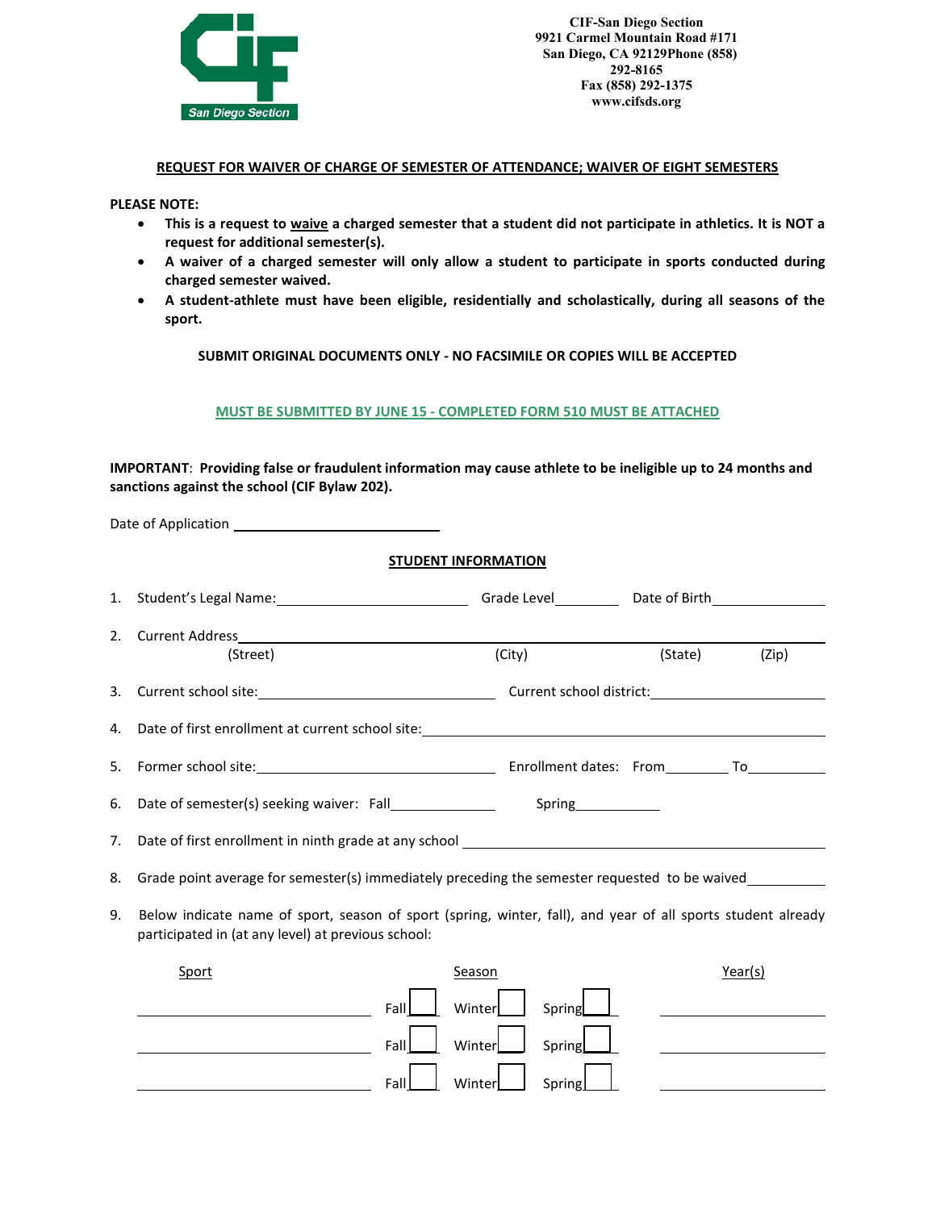CIF-San Diego Section
9921 Carmel Mountain Road #171
San Diego, CA 92129Phone (858) 292-8165
Fax (858) 292-1375
www.cifsds.org

## REQUEST FOR WAIVER OF CHARGE OF SEMESTER OF ATTENDANCE; WAIVER OF EIGHT SEMESTERS

**PLEASE NOTE:**

- **This is a request to waive a charged semester that a student did not participate in athletics. It is NOT a request for additional semester(s).**
- **A waiver of a charged semester will only allow a student to participate in sports conducted during charged semester waived.**
- **A student-athlete must have been eligible, residentially and scholastically, during all seasons of the sport.**

**SUBMIT ORIGINAL DOCUMENTS ONLY - NO FACSIMILE OR COPIES WILL BE ACCEPTED**

**MUST BE SUBMITTED BY JUNE 15 - COMPLETED FORM 510 MUST BE ATTACHED**

**IMPORTANT**: **Providing false or fraudulent information may cause athlete to be ineligible up to 24 months and sanctions against the school (CIF Bylaw 202).**

Date of Application ____________________

### STUDENT INFORMATION

1. Student's Legal Name: ____________________ Grade Level ________ Date of Birth ____________
2. Current Address ______________________________________________
   (Street) (City) (State) (Zip)
3. Current school site: ____________________ Current school district: ____________________
4. Date of first enrollment at current school site: ____________________
5. Former school site: ____________________ Enrollment dates: From ________ To ________
6. Date of semester(s) seeking waiver: Fall ____________ Spring ____________
7. Date of first enrollment in ninth grade at any school ____________________
8. Grade point average for semester(s) immediately preceding the semester requested to be waived ________
9. Below indicate name of sport, season of sport (spring, winter, fall), and year of all sports student already participated in (at any level) at previous school:

| Sport | Season | Year(s) |
|---|---|---|
| ____________ | Fall ☐ Winter ☐ Spring ☐ | ____________ |
| ____________ | Fall ☐ Winter ☐ Spring ☐ | ____________ |
| ____________ | Fall ☐ Winter ☐ Spring ☐ | ____________ |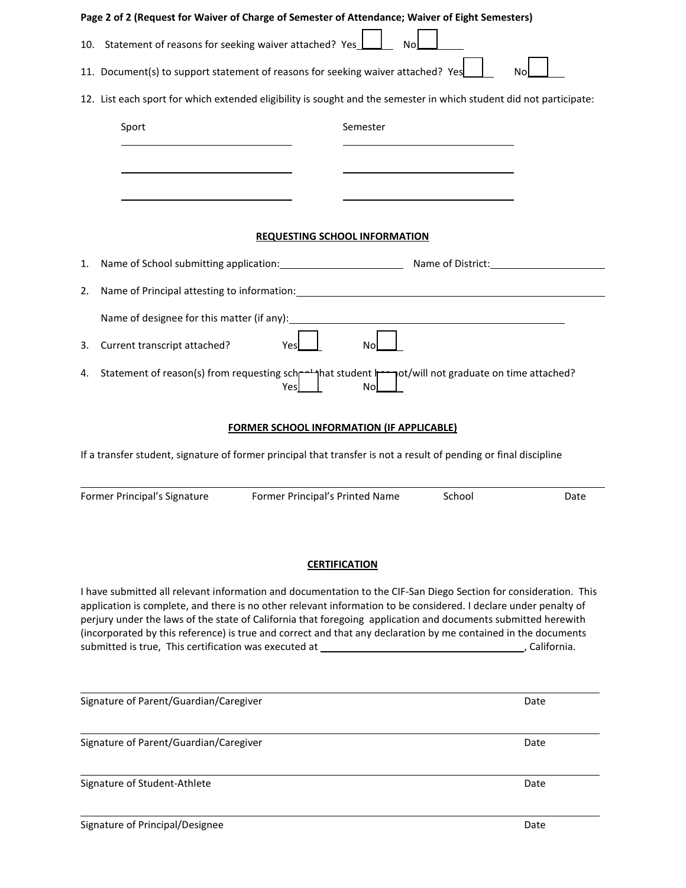Page 2 of 2 (Request for Waiver of Charge of Semester of Attendance; Waiver of Eight Semesters)

10. Statement of reasons for seeking waiver attached? Yes ☐ No ☐

11. Document(s) to support statement of reasons for seeking waiver attached? Yes ☐ No ☐

12. List each sport for which extended eligibility is sought and the semester in which student did not participate:

| Sport | Semester |
|---|---|
| | |
| | |
| | |

## REQUESTING SCHOOL INFORMATION

1. Name of School submitting application: ______________________ Name of District: ______________________

2. Name of Principal attesting to information: ______________________

   Name of designee for this matter (if any): ______________________

3. Current transcript attached? Yes ☐ No ☐

4. Statement of reason(s) from requesting school that student has not/will not graduate on time attached?
   Yes ☐ No ☐

## FORMER SCHOOL INFORMATION (IF APPLICABLE)

If a transfer student, signature of former principal that transfer is not a result of pending or final discipline

______________________________________________________________________

Former Principal's Signature     Former Principal's Printed Name     School     Date

## CERTIFICATION

I have submitted all relevant information and documentation to the CIF-San Diego Section for consideration. This application is complete, and there is no other relevant information to be considered. I declare under penalty of perjury under the laws of the state of California that foregoing application and documents submitted herewith (incorporated by this reference) is true and correct and that any declaration by me contained in the documents submitted is true, This certification was executed at ______________________, California.

______________________________________________________________________

Signature of Parent/Guardian/Caregiver     Date

______________________________________________________________________

Signature of Parent/Guardian/Caregiver     Date

______________________________________________________________________

Signature of Student-Athlete     Date

______________________________________________________________________

Signature of Principal/Designee     Date